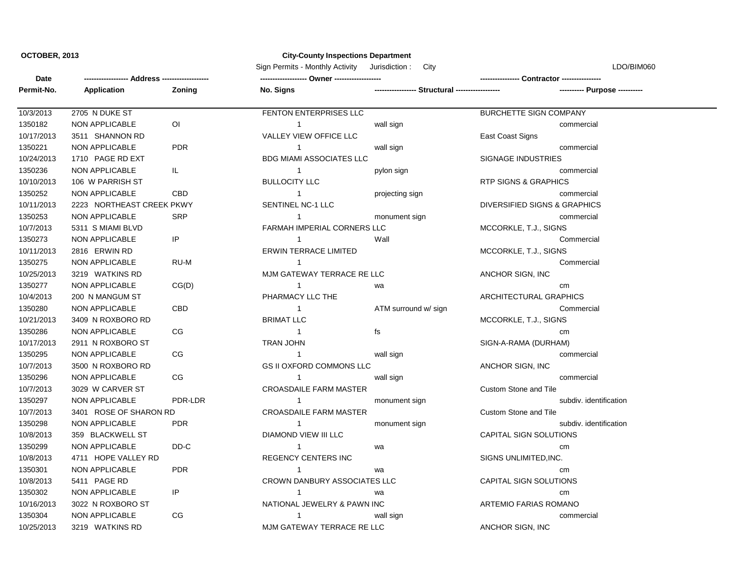**OCTOBER, 2013**

**City-County Inspections Department**

Sign Permits - Monthly Activity Jurisdiction : City

LDO/BIM060

| Date<br>Permit-No. | ------------------ Address ------------------<br>Application | Zoning | ------------------ Owner ------------------<br>No. Signs | ---------------- Structural ----------------- | ---------------- Contractor ----------------<br>---------- Purpose ---------- |
|---|---|---|---|---|---|
| 10/3/2013 | 2705 N DUKE ST | | FENTON ENTERPRISES LLC | | BURCHETTE SIGN COMPANY |
| 1350182 | NON APPLICABLE | OI | 1 | wall sign | commercial |
| 10/17/2013 | 3511 SHANNON RD | | VALLEY VIEW OFFICE LLC | | East Coast Signs |
| 1350221 | NON APPLICABLE | PDR | 1 | wall sign | commercial |
| 10/24/2013 | 1710 PAGE RD EXT | | BDG MIAMI ASSOCIATES LLC | | SIGNAGE INDUSTRIES |
| 1350236 | NON APPLICABLE | IL | 1 | pylon sign | commercial |
| 10/10/2013 | 106 W PARRISH ST | | BULLOCITY LLC | | RTP SIGNS & GRAPHICS |
| 1350252 | NON APPLICABLE | CBD | 1 | projecting sign | commercial |
| 10/11/2013 | 2223 NORTHEAST CREEK PKWY | | SENTINEL NC-1 LLC | | DIVERSIFIED SIGNS & GRAPHICS |
| 1350253 | NON APPLICABLE | SRP | 1 | monument sign | commercial |
| 10/7/2013 | 5311 S MIAMI BLVD | | FARMAH IMPERIAL CORNERS LLC | | MCCORKLE, T.J., SIGNS |
| 1350273 | NON APPLICABLE | IP | 1 | Wall | Commercial |
| 10/11/2013 | 2816 ERWIN RD | | ERWIN TERRACE LIMITED | | MCCORKLE, T.J., SIGNS |
| 1350275 | NON APPLICABLE | RU-M | 1 | | Commercial |
| 10/25/2013 | 3219 WATKINS RD | | MJM GATEWAY TERRACE RE LLC | | ANCHOR SIGN, INC |
| 1350277 | NON APPLICABLE | CG(D) | 1 | wa | cm |
| 10/4/2013 | 200 N MANGUM ST | | PHARMACY LLC THE | | ARCHITECTURAL GRAPHICS |
| 1350280 | NON APPLICABLE | CBD | 1 | ATM surround w/ sign | Commercial |
| 10/21/2013 | 3409 N ROXBORO RD | | BRIMAT LLC | | MCCORKLE, T.J., SIGNS |
| 1350286 | NON APPLICABLE | CG | 1 | fs | cm |
| 10/17/2013 | 2911 N ROXBORO ST | | TRAN JOHN | | SIGN-A-RAMA (DURHAM) |
| 1350295 | NON APPLICABLE | CG | 1 | wall sign | commercial |
| 10/7/2013 | 3500 N ROXBORO RD | | GS II OXFORD COMMONS LLC | | ANCHOR SIGN, INC |
| 1350296 | NON APPLICABLE | CG | 1 | wall sign | commercial |
| 10/7/2013 | 3029 W CARVER ST | | CROASDAILE FARM MASTER | | Custom Stone and Tile |
| 1350297 | NON APPLICABLE | PDR-LDR | 1 | monument sign | subdiv. identification |
| 10/7/2013 | 3401 ROSE OF SHARON RD | | CROASDAILE FARM MASTER | | Custom Stone and Tile |
| 1350298 | NON APPLICABLE | PDR | 1 | monument sign | subdiv. identification |
| 10/8/2013 | 359 BLACKWELL ST | | DIAMOND VIEW III LLC | | CAPITAL SIGN SOLUTIONS |
| 1350299 | NON APPLICABLE | DD-C | 1 | wa | cm |
| 10/8/2013 | 4711 HOPE VALLEY RD | | REGENCY CENTERS INC | | SIGNS UNLIMITED,INC. |
| 1350301 | NON APPLICABLE | PDR | 1 | wa | cm |
| 10/8/2013 | 5411 PAGE RD | | CROWN DANBURY ASSOCIATES LLC | | CAPITAL SIGN SOLUTIONS |
| 1350302 | NON APPLICABLE | IP | 1 | wa | cm |
| 10/16/2013 | 3022 N ROXBORO ST | | NATIONAL JEWELRY & PAWN INC | | ARTEMIO FARIAS ROMANO |
| 1350304 | NON APPLICABLE | CG | 1 | wall sign | commercial |
| 10/25/2013 | 3219 WATKINS RD | | MJM GATEWAY TERRACE RE LLC | | ANCHOR SIGN, INC |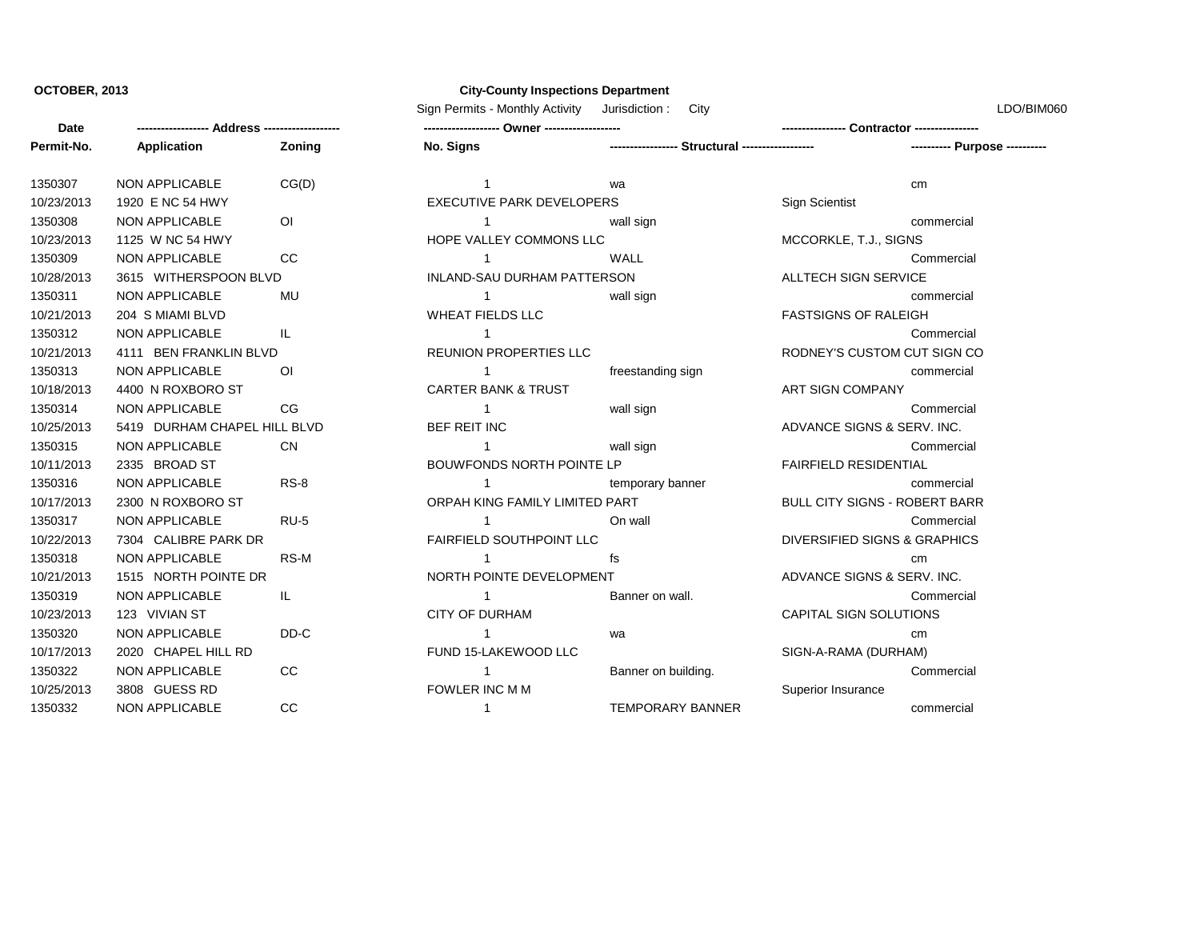**OCTOBER, 2013**

**City-County Inspections Department**

Sign Permits - Monthly Activity Jurisdiction : City

LDO/BIM060

| Date / Permit-No. | Address / Application | Zoning | Owner / No. Signs | Structural | Contractor / Purpose |
|---|---|---|---|---|---|
| 1350307 | NON APPLICABLE | CG(D) | 1 | wa | cm |
| 10/23/2013 | 1920 E NC 54 HWY | | EXECUTIVE PARK DEVELOPERS | | Sign Scientist |
| 1350308 | NON APPLICABLE | OI | 1 | wall sign | commercial |
| 10/23/2013 | 1125 W NC 54 HWY | | HOPE VALLEY COMMONS LLC | | MCCORKLE, T.J., SIGNS |
| 1350309 | NON APPLICABLE | CC | 1 | WALL | Commercial |
| 10/28/2013 | 3615 WITHERSPOON BLVD | | INLAND-SAU DURHAM PATTERSON | | ALLTECH SIGN SERVICE |
| 1350311 | NON APPLICABLE | MU | 1 | wall sign | commercial |
| 10/21/2013 | 204 S MIAMI BLVD | | WHEAT FIELDS LLC | | FASTSIGNS OF RALEIGH |
| 1350312 | NON APPLICABLE | IL | 1 | | Commercial |
| 10/21/2013 | 4111 BEN FRANKLIN BLVD | | REUNION PROPERTIES LLC | | RODNEY'S CUSTOM CUT SIGN CO |
| 1350313 | NON APPLICABLE | OI | 1 | freestanding sign | commercial |
| 10/18/2013 | 4400 N ROXBORO ST | | CARTER BANK & TRUST | | ART SIGN COMPANY |
| 1350314 | NON APPLICABLE | CG | 1 | wall sign | Commercial |
| 10/25/2013 | 5419 DURHAM CHAPEL HILL BLVD | | BEF REIT INC | | ADVANCE SIGNS & SERV. INC. |
| 1350315 | NON APPLICABLE | CN | 1 | wall sign | Commercial |
| 10/11/2013 | 2335 BROAD ST | | BOUWFONDS NORTH POINTE LP | | FAIRFIELD RESIDENTIAL |
| 1350316 | NON APPLICABLE | RS-8 | 1 | temporary banner | commercial |
| 10/17/2013 | 2300 N ROXBORO ST | | ORPAH KING FAMILY LIMITED PART | | BULL CITY SIGNS - ROBERT BARR |
| 1350317 | NON APPLICABLE | RU-5 | 1 | On wall | Commercial |
| 10/22/2013 | 7304 CALIBRE PARK DR | | FAIRFIELD SOUTHPOINT LLC | | DIVERSIFIED SIGNS & GRAPHICS |
| 1350318 | NON APPLICABLE | RS-M | 1 | fs | cm |
| 10/21/2013 | 1515 NORTH POINTE DR | | NORTH POINTE DEVELOPMENT | | ADVANCE SIGNS & SERV. INC. |
| 1350319 | NON APPLICABLE | IL | 1 | Banner on wall. | Commercial |
| 10/23/2013 | 123 VIVIAN ST | | CITY OF DURHAM | | CAPITAL SIGN SOLUTIONS |
| 1350320 | NON APPLICABLE | DD-C | 1 | wa | cm |
| 10/17/2013 | 2020 CHAPEL HILL RD | | FUND 15-LAKEWOOD LLC | | SIGN-A-RAMA (DURHAM) |
| 1350322 | NON APPLICABLE | CC | 1 | Banner on building. | Commercial |
| 10/25/2013 | 3808 GUESS RD | | FOWLER INC M M | | Superior Insurance |
| 1350332 | NON APPLICABLE | CC | 1 | TEMPORARY BANNER | commercial |